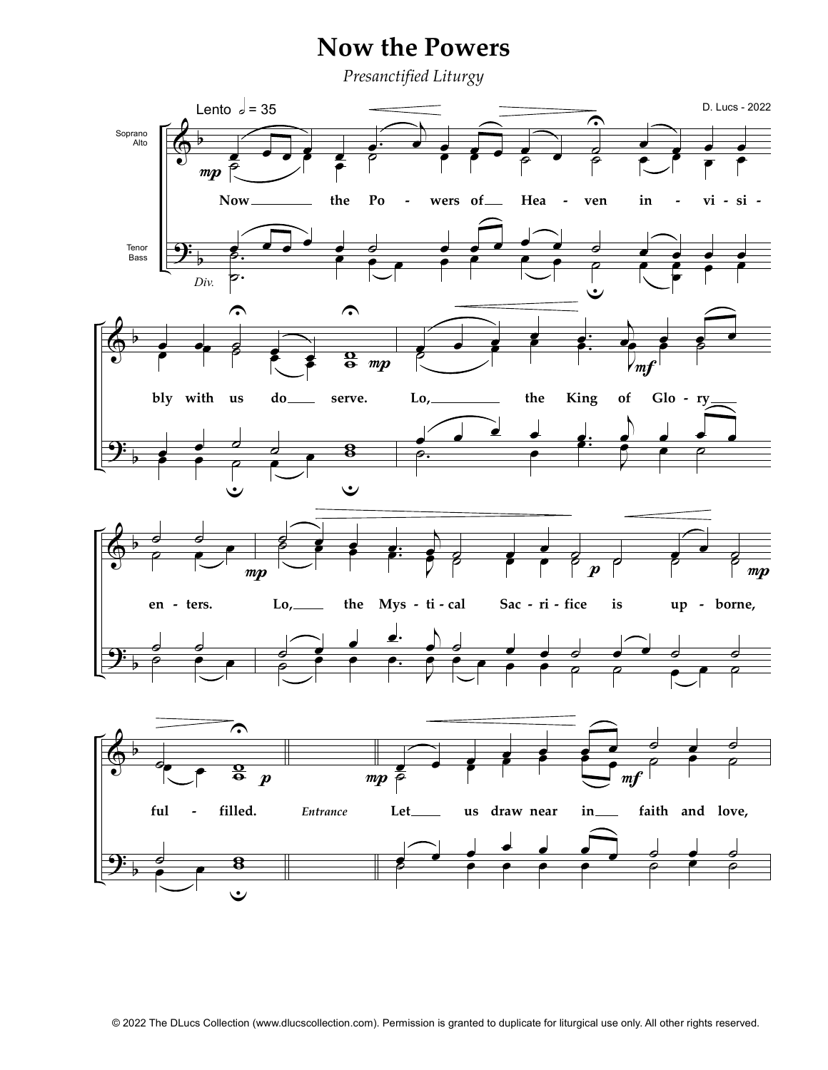# Now the Powers

*Presanctified Liturgy*

Lento ♩ = 35

D. Lucs - 2022

Soprano
Alto

Tenor
Bass

*Div.*

Now the Powers of Heaven invisibly with us do serve. Lo, the King of Glory enters. Lo, the Mystical Sacrifice is upborne, fulfilled. *Entrance* Let us draw near in faith and love,

© 2022 The DLucs Collection (www.dlucscollection.com). Permission is granted to duplicate for liturgical use only. All other rights reserved.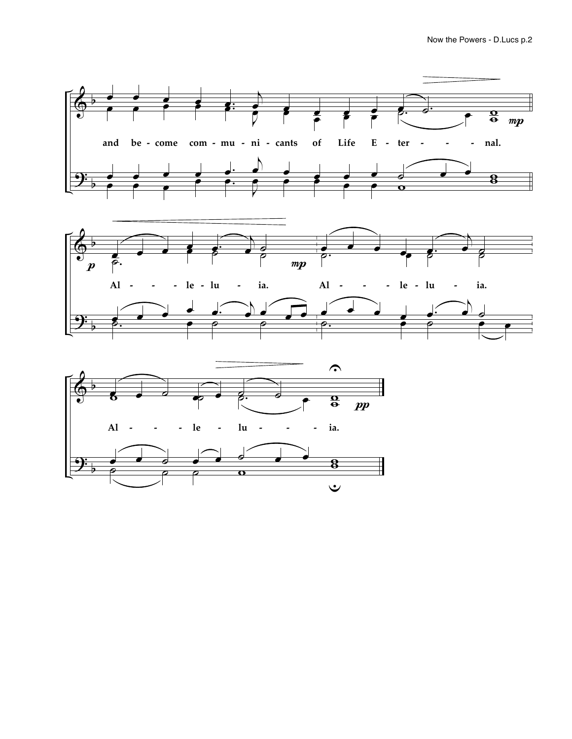and be - come com - mu - ni - cants of Life E - ter - - - - nal.

Al - - - - le - lu - ia. Al - - - - le - lu - ia.

Al - - - - le - lu - - - - ia.